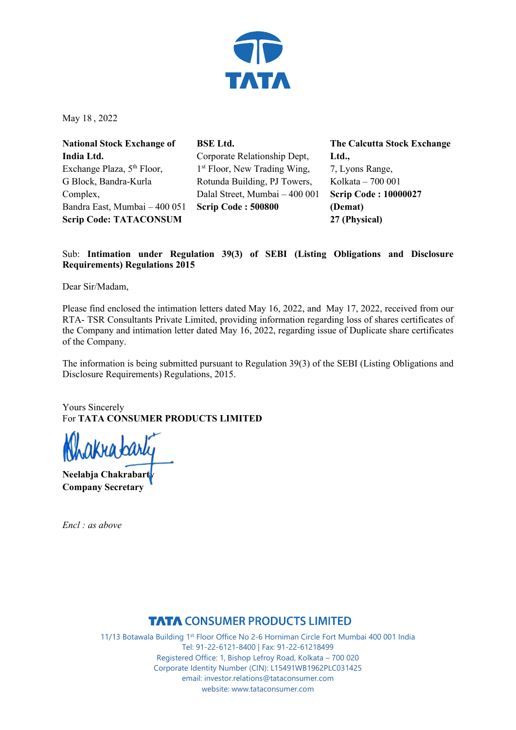TATA

May 18 , 2022

**National Stock Exchange of India Ltd.**
Exchange Plaza, 5th Floor,
G Block, Bandra-Kurla Complex,
Bandra East, Mumbai – 400 051
**Scrip Code: TATACONSUM**

**BSE Ltd.**
Corporate Relationship Dept,
1st Floor, New Trading Wing,
Rotunda Building, PJ Towers,
Dalal Street, Mumbai – 400 001
**Scrip Code : 500800**

**The Calcutta Stock Exchange Ltd.,**
7, Lyons Range,
Kolkata – 700 001
**Scrip Code : 10000027 (Demat)**
**27 (Physical)**

Sub: **Intimation under Regulation 39(3) of SEBI (Listing Obligations and Disclosure Requirements) Regulations 2015**

Dear Sir/Madam,

Please find enclosed the intimation letters dated May 16, 2022, and May 17, 2022, received from our RTA- TSR Consultants Private Limited, providing information regarding loss of shares certificates of the Company and intimation letter dated May 16, 2022, regarding issue of Duplicate share certificates of the Company.

The information is being submitted pursuant to Regulation 39(3) of the SEBI (Listing Obligations and Disclosure Requirements) Regulations, 2015.

Yours Sincerely
For **TATA CONSUMER PRODUCTS LIMITED**

**Neelabja Chakrabarty**
**Company Secretary**

*Encl : as above*

**TATA CONSUMER PRODUCTS LIMITED**
11/13 Botawala Building 1st Floor Office No 2-6 Horniman Circle Fort Mumbai 400 001 India
Tel: 91-22-6121-8400 | Fax: 91-22-61218499
Registered Office: 1, Bishop Lefroy Road, Kolkata – 700 020
Corporate Identity Number (CIN): L15491WB1962PLC031425
email: investor.relations@tataconsumer.com
website: www.tataconsumer.com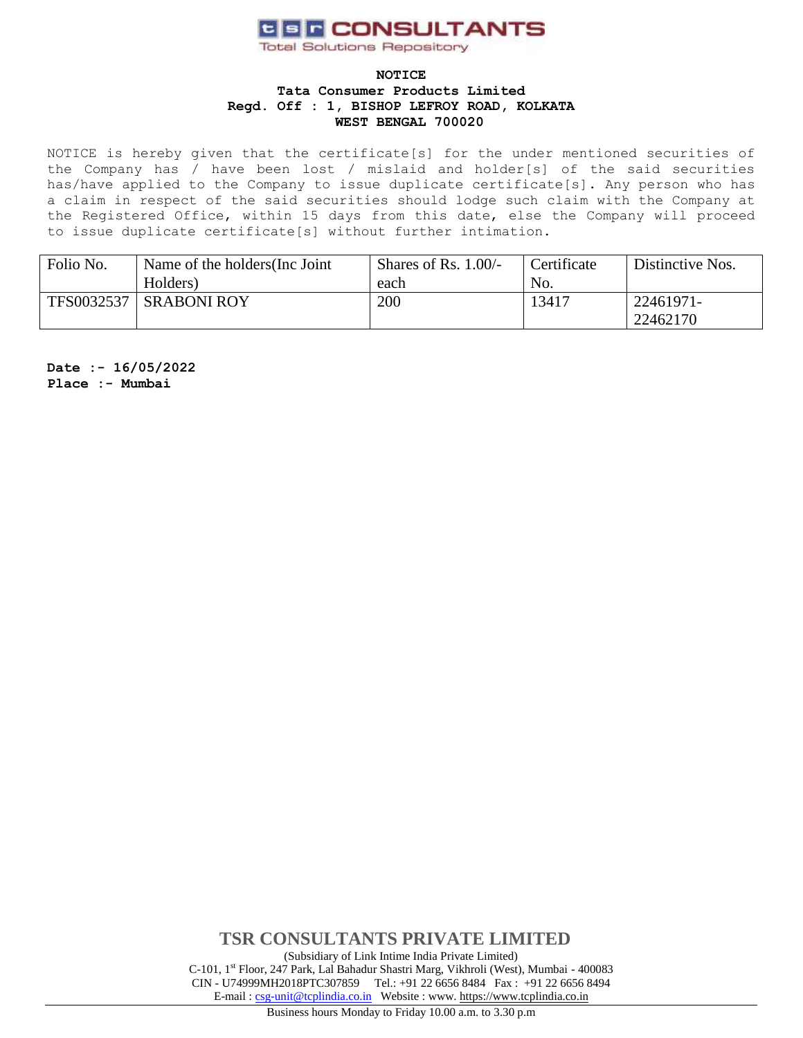**tsr CONSULTANTS**
Total Solutions Repository

**NOTICE**
**Tata Consumer Products Limited**
**Regd. Off : 1, BISHOP LEFROY ROAD, KOLKATA**
**WEST BENGAL 700020**

NOTICE is hereby given that the certificate[s] for the under mentioned securities of the Company has / have been lost / mislaid and holder[s] of the said securities has/have applied to the Company to issue duplicate certificate[s]. Any person who has a claim in respect of the said securities should lodge such claim with the Company at the Registered Office, within 15 days from this date, else the Company will proceed to issue duplicate certificate[s] without further intimation.

| Folio No. | Name of the holders(Inc Joint Holders) | Shares of Rs. 1.00/- each | Certificate No. | Distinctive Nos. |
|---|---|---|---|---|
| TFS0032537 | SRABONI ROY | 200 | 13417 | 22461971-22462170 |

**Date :- 16/05/2022**
**Place :- Mumbai**

**TSR CONSULTANTS PRIVATE LIMITED**
(Subsidiary of Link Intime India Private Limited)
C-101, 1st Floor, 247 Park, Lal Bahadur Shastri Marg, Vikhroli (West), Mumbai - 400083
CIN - U74999MH2018PTC307859 Tel.: +91 22 6656 8484 Fax : +91 22 6656 8494
E-mail : csg-unit@tcplindia.co.in Website : www. https://www.tcplindia.co.in

Business hours Monday to Friday 10.00 a.m. to 3.30 p.m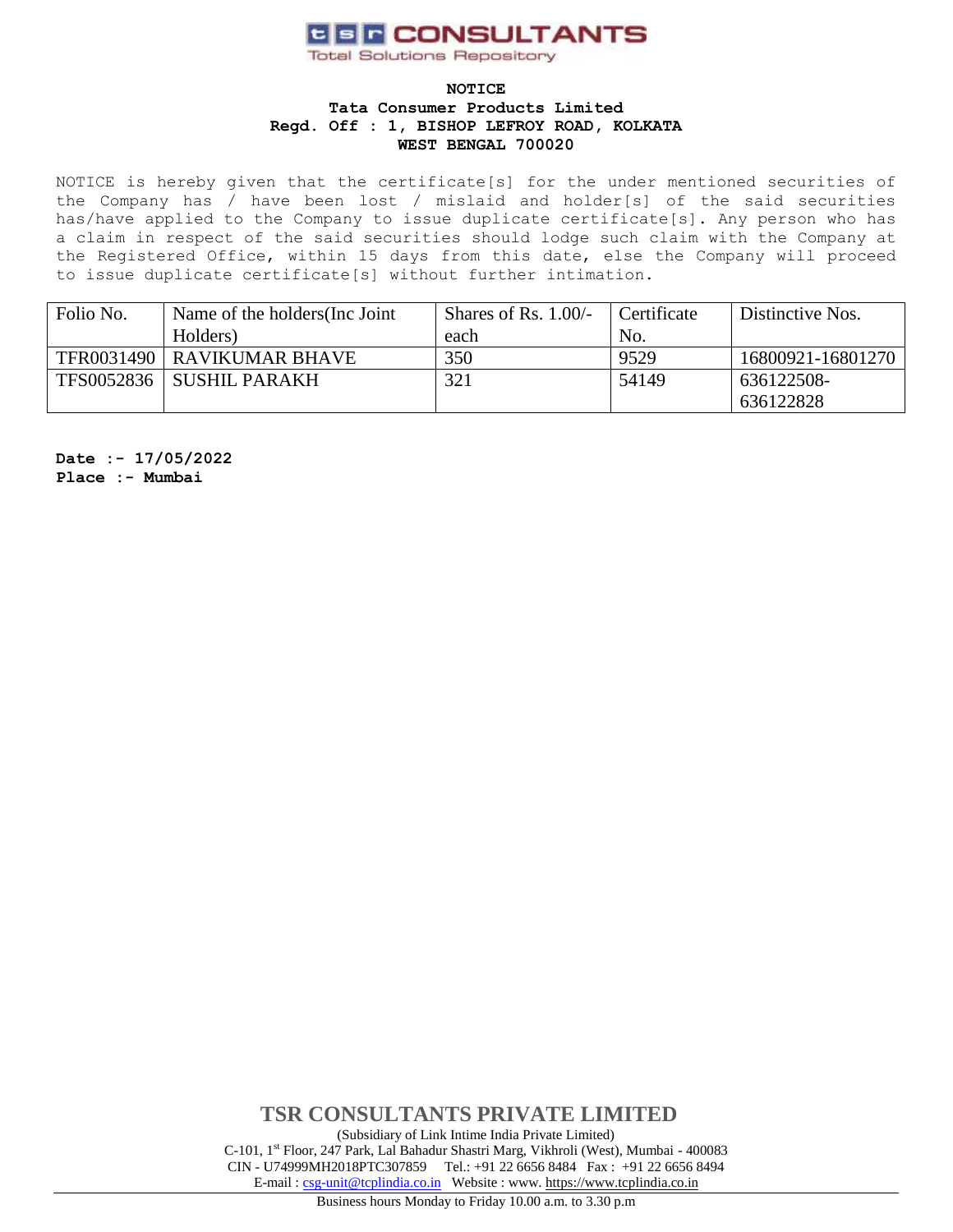**tsr CONSULTANTS**
Total Solutions Repository

**NOTICE**
**Tata Consumer Products Limited**
**Regd. Off : 1, BISHOP LEFROY ROAD, KOLKATA**
**WEST BENGAL 700020**

NOTICE is hereby given that the certificate[s] for the under mentioned securities of the Company has / have been lost / mislaid and holder[s] of the said securities has/have applied to the Company to issue duplicate certificate[s]. Any person who has a claim in respect of the said securities should lodge such claim with the Company at the Registered Office, within 15 days from this date, else the Company will proceed to issue duplicate certificate[s] without further intimation.

| Folio No. | Name of the holders(Inc Joint Holders) | Shares of Rs. 1.00/- each | Certificate No. | Distinctive Nos. |
|---|---|---|---|---|
| TFR0031490 | RAVIKUMAR BHAVE | 350 | 9529 | 16800921-16801270 |
| TFS0052836 | SUSHIL PARAKH | 321 | 54149 | 636122508-636122828 |

**Date :- 17/05/2022**
**Place :- Mumbai**

**TSR CONSULTANTS PRIVATE LIMITED**
(Subsidiary of Link Intime India Private Limited)
C-101, 1st Floor, 247 Park, Lal Bahadur Shastri Marg, Vikhroli (West), Mumbai - 400083
CIN - U74999MH2018PTC307859 Tel.: +91 22 6656 8484 Fax : +91 22 6656 8494
E-mail : csg-unit@tcplindia.co.in Website : www. https://www.tcplindia.co.in
Business hours Monday to Friday 10.00 a.m. to 3.30 p.m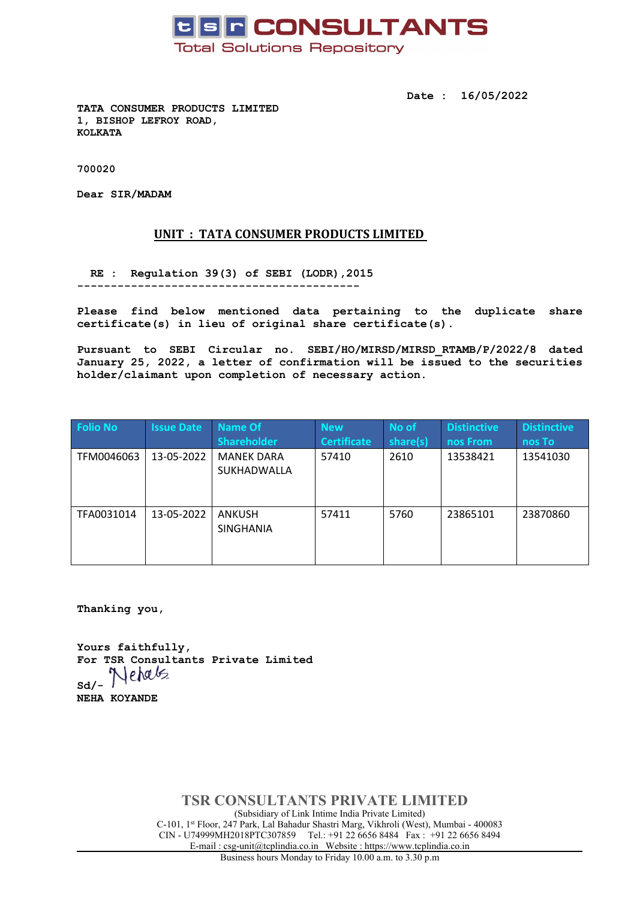# tsr CONSULTANTS

Total Solutions Repository

Date : 16/05/2022

**TATA CONSUMER PRODUCTS LIMITED**
**1, BISHOP LEFROY ROAD,**
**KOLKATA**

**700020**

**Dear SIR/MADAM**

## UNIT : TATA CONSUMER PRODUCTS LIMITED

**RE : Regulation 39(3) of SEBI (LODR),2015**

**Please find below mentioned data pertaining to the duplicate share certificate(s) in lieu of original share certificate(s).**

**Pursuant to SEBI Circular no. SEBI/HO/MIRSD/MIRSD_RTAMB/P/2022/8 dated January 25, 2022, a letter of confirmation will be issued to the securities holder/claimant upon completion of necessary action.**

| Folio No | Issue Date | Name Of Shareholder | New Certificate | No of share(s) | Distinctive nos From | Distinctive nos To |
|---|---|---|---|---|---|---|
| TFM0046063 | 13-05-2022 | MANEK DARA SUKHADWALLA | 57410 | 2610 | 13538421 | 13541030 |
| TFA0031014 | 13-05-2022 | ANKUSH SINGHANIA | 57411 | 5760 | 23865101 | 23870860 |

**Thanking you,**

**Yours faithfully,**
**For TSR Consultants Private Limited**

**Sd/-**
**NEHA KOYANDE**

**TSR CONSULTANTS PRIVATE LIMITED**
(Subsidiary of Link Intime India Private Limited)
C-101, 1st Floor, 247 Park, Lal Bahadur Shastri Marg, Vikhroli (West), Mumbai - 400083
CIN - U74999MH2018PTC307859 Tel.: +91 22 6656 8484 Fax : +91 22 6656 8494
E-mail : csg-unit@tcplindia.co.in Website : https://www.tcplindia.co.in
Business hours Monday to Friday 10.00 a.m. to 3.30 p.m